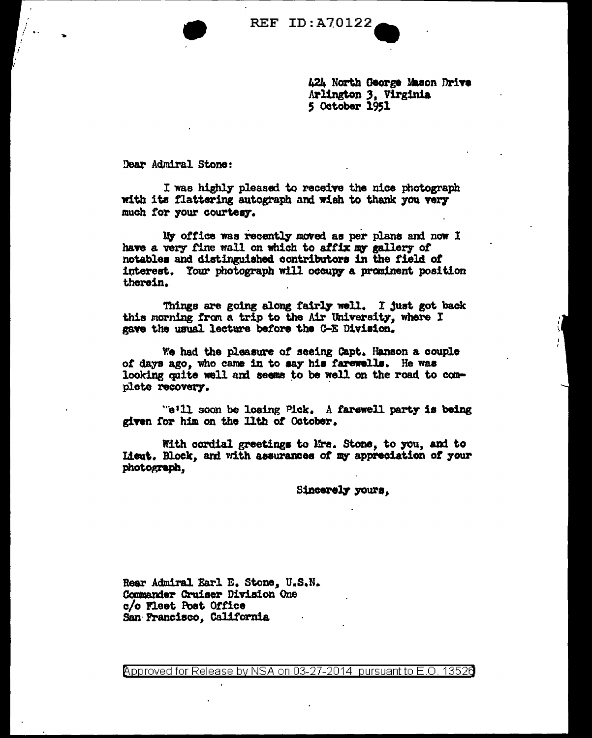424 North George Mason Drive
Arlington 3, Virginia
5 October 1951

Dear Admiral Stone:

I was highly pleased to receive the nice photograph with its flattering autograph and wish to thank you very much for your courtesy.

My office was recently moved as per plans and now I have a very fine wall on which to affix my gallery of notables and distinguished contributors in the field of interest. Your photograph will occupy a prominent position therein.

Things are going along fairly well. I just got back this morning from a trip to the Air University, where I gave the usual lecture before the C-E Division.

We had the pleasure of seeing Capt. Hanson a couple of days ago, who came in to say his farewells. He was looking quite well and seems to be well on the road to complete recovery.

"e'll soon be losing Pick. A farewell party is being given for him on the 11th of October.

With cordial greetings to Mrs. Stone, to you, and to Lieut. Block, and with assurances of my appreciation of your photograph,

Sincerely yours,

Rear Admiral Earl E. Stone, U.S.N.
Commander Cruiser Division One
c/o Fleet Post Office
San Francisco, California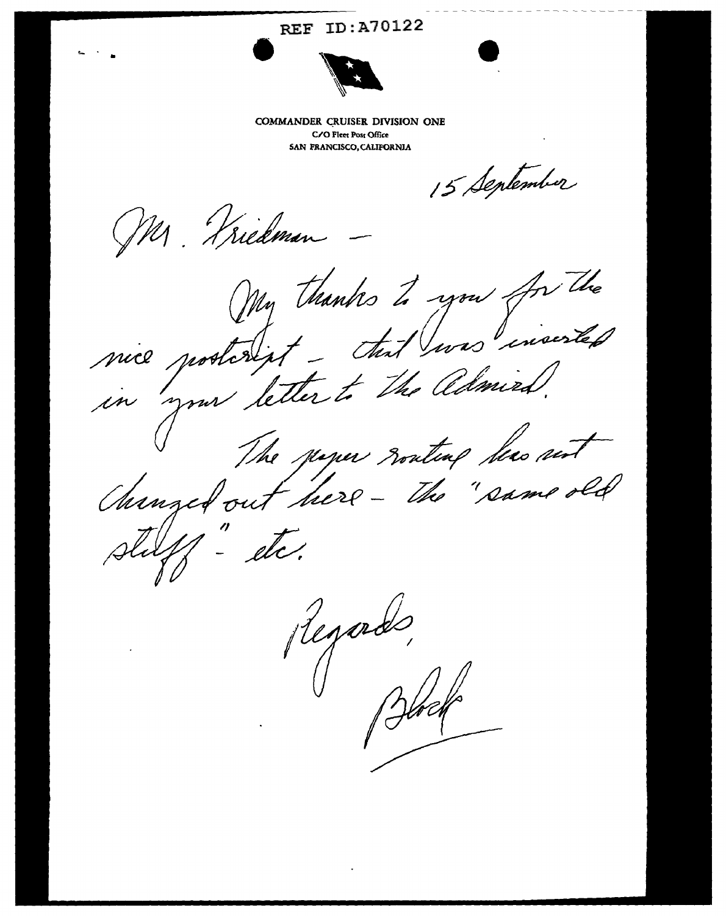REF ID:A70122

COMMANDER CRUISER DIVISION ONE
C/O Fleet Post Office
SAN FRANCISCO, CALIFORNIA

15 September

Mr. Friedman -

My thanks to you for the nice postscript - that was inserted in your letter to the Admiral.

The paper routing has not changed out here - the "same old stuff" - etc.

Regards,

Block